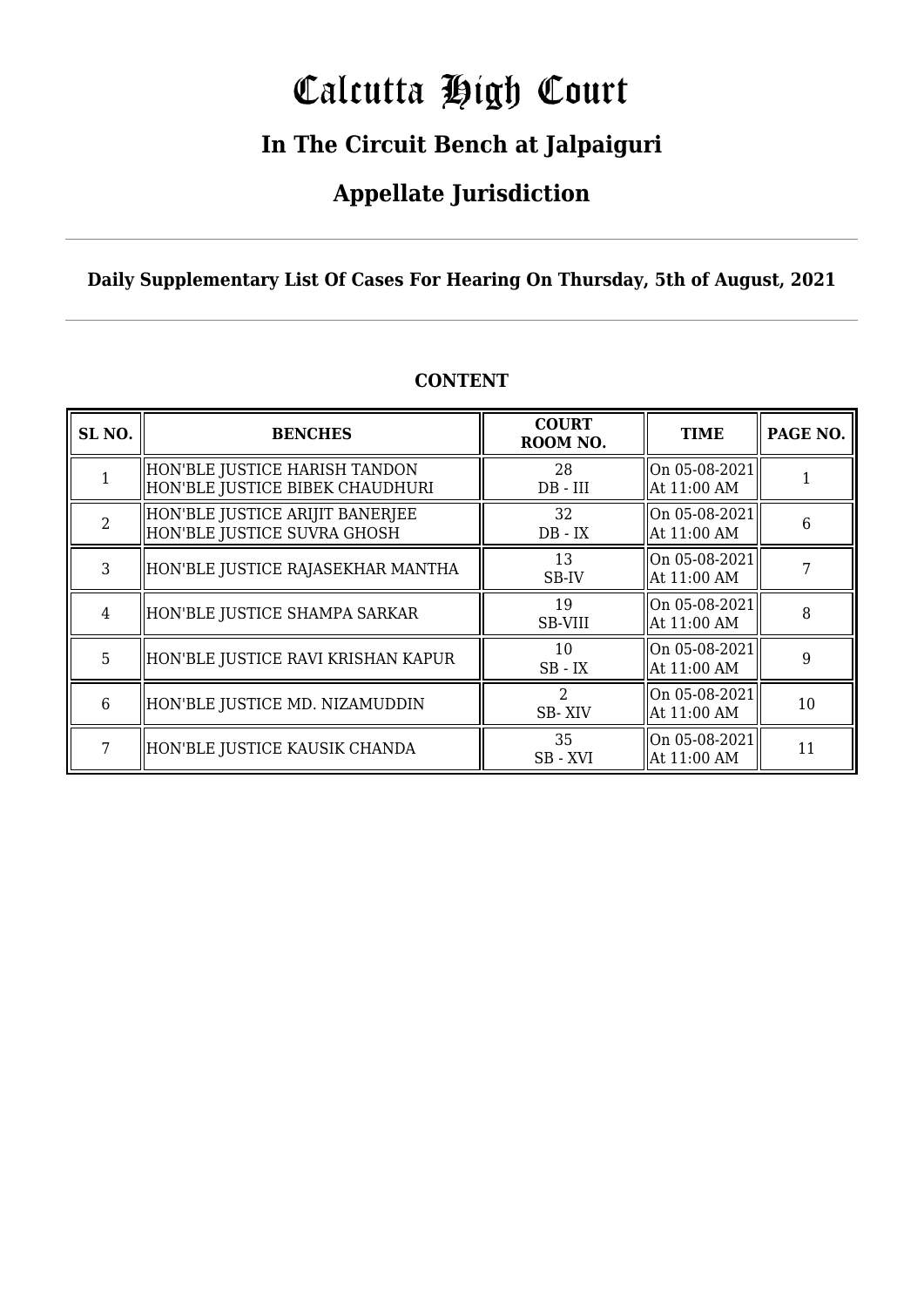# Calcutta High Court

## In The Circuit Bench at Jalpaiguri

## Appellate Jurisdiction

**Daily Supplementary List Of Cases For Hearing On Thursday, 5th of August, 2021**

**CONTENT**

| SL NO. | BENCHES | COURT ROOM NO. | TIME | PAGE NO. |
|---|---|---|---|---|
| 1 | HON'BLE JUSTICE HARISH TANDON<br>HON'BLE JUSTICE BIBEK CHAUDHURI | 28<br>DB - III | On 05-08-2021<br>At 11:00 AM | 1 |
| 2 | HON'BLE JUSTICE ARIJIT BANERJEE<br>HON'BLE JUSTICE SUVRA GHOSH | 32<br>DB - IX | On 05-08-2021<br>At 11:00 AM | 6 |
| 3 | HON'BLE JUSTICE RAJASEKHAR MANTHA | 13<br>SB-IV | On 05-08-2021<br>At 11:00 AM | 7 |
| 4 | HON'BLE JUSTICE SHAMPA SARKAR | 19<br>SB-VIII | On 05-08-2021<br>At 11:00 AM | 8 |
| 5 | HON'BLE JUSTICE RAVI KRISHAN KAPUR | 10<br>SB - IX | On 05-08-2021<br>At 11:00 AM | 9 |
| 6 | HON'BLE JUSTICE MD. NIZAMUDDIN | 2<br>SB- XIV | On 05-08-2021<br>At 11:00 AM | 10 |
| 7 | HON'BLE JUSTICE KAUSIK CHANDA | 35<br>SB - XVI | On 05-08-2021<br>At 11:00 AM | 11 |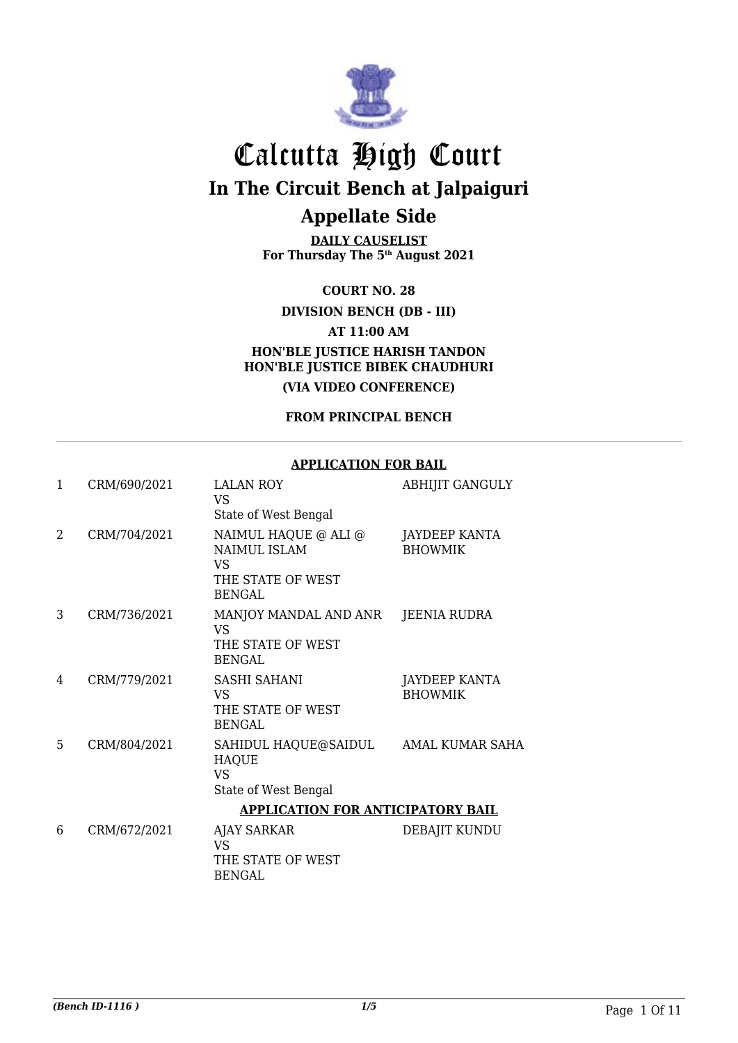# Calcutta High Court

## In The Circuit Bench at Jalpaiguri

## Appellate Side

**DAILY CAUSELIST**
**For Thursday The 5th August 2021**

**COURT NO. 28**

**DIVISION BENCH (DB - III)**

**AT 11:00 AM**

**HON'BLE JUSTICE HARISH TANDON**
**HON'BLE JUSTICE BIBEK CHAUDHURI**

**(VIA VIDEO CONFERENCE)**

**FROM PRINCIPAL BENCH**

**APPLICATION FOR BAIL**

| | | | |
|---|---|---|---|
| 1 | CRM/690/2021 | LALAN ROY<br>VS<br>State of West Bengal | ABHIJIT GANGULY |
| 2 | CRM/704/2021 | NAIMUL HAQUE @ ALI @ NAIMUL ISLAM<br>VS<br>THE STATE OF WEST BENGAL | JAYDEEP KANTA BHOWMIK |
| 3 | CRM/736/2021 | MANJOY MANDAL AND ANR<br>VS<br>THE STATE OF WEST BENGAL | JEENIA RUDRA |
| 4 | CRM/779/2021 | SASHI SAHANI<br>VS<br>THE STATE OF WEST BENGAL | JAYDEEP KANTA BHOWMIK |
| 5 | CRM/804/2021 | SAHIDUL HAQUE@SAIDUL HAQUE<br>VS<br>State of West Bengal | AMAL KUMAR SAHA |

**APPLICATION FOR ANTICIPATORY BAIL**

| | | | |
|---|---|---|---|
| 6 | CRM/672/2021 | AJAY SARKAR<br>VS<br>THE STATE OF WEST BENGAL | DEBAJIT KUNDU |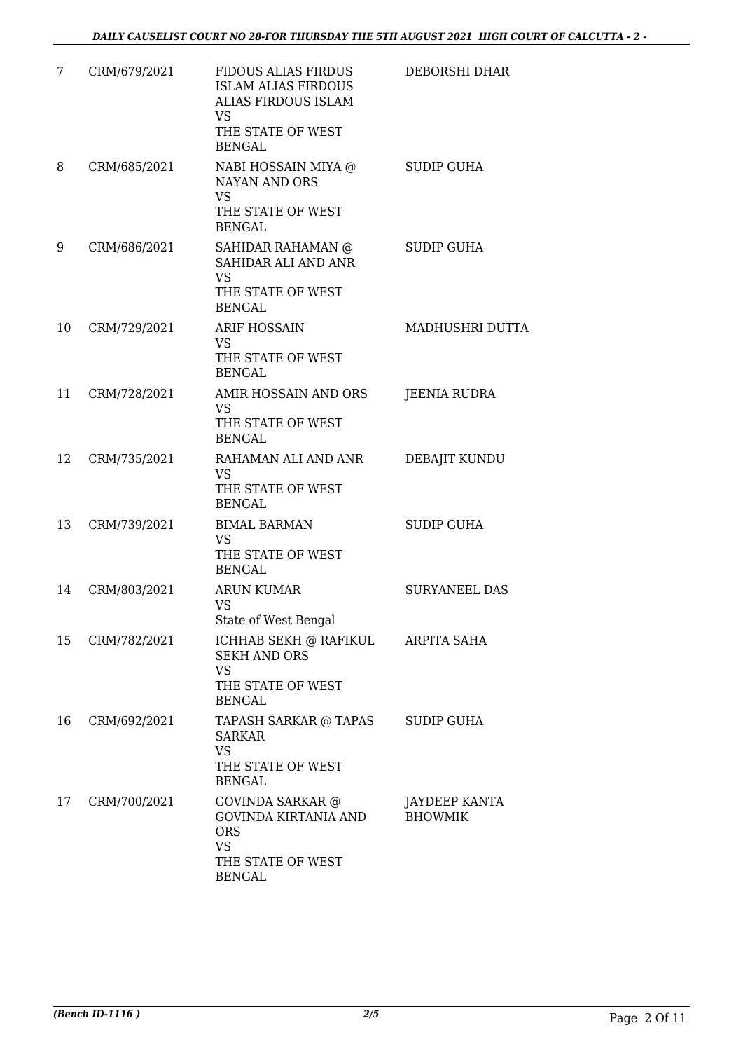| | | | |
|---|---|---|---|
| 7 | CRM/679/2021 | FIDOUS ALIAS FIRDUS ISLAM ALIAS FIRDOUS ALIAS FIRDOUS ISLAM VS THE STATE OF WEST BENGAL | DEBORSHI DHAR |
| 8 | CRM/685/2021 | NABI HOSSAIN MIYA @ NAYAN AND ORS VS THE STATE OF WEST BENGAL | SUDIP GUHA |
| 9 | CRM/686/2021 | SAHIDAR RAHAMAN @ SAHIDAR ALI AND ANR VS THE STATE OF WEST BENGAL | SUDIP GUHA |
| 10 | CRM/729/2021 | ARIF HOSSAIN VS THE STATE OF WEST BENGAL | MADHUSHRI DUTTA |
| 11 | CRM/728/2021 | AMIR HOSSAIN AND ORS VS THE STATE OF WEST BENGAL | JEENIA RUDRA |
| 12 | CRM/735/2021 | RAHAMAN ALI AND ANR VS THE STATE OF WEST BENGAL | DEBAJIT KUNDU |
| 13 | CRM/739/2021 | BIMAL BARMAN VS THE STATE OF WEST BENGAL | SUDIP GUHA |
| 14 | CRM/803/2021 | ARUN KUMAR VS State of West Bengal | SURYANEEL DAS |
| 15 | CRM/782/2021 | ICHHAB SEKH @ RAFIKUL SEKH AND ORS VS THE STATE OF WEST BENGAL | ARPITA SAHA |
| 16 | CRM/692/2021 | TAPASH SARKAR @ TAPAS SARKAR VS THE STATE OF WEST BENGAL | SUDIP GUHA |
| 17 | CRM/700/2021 | GOVINDA SARKAR @ GOVINDA KIRTANIA AND ORS VS THE STATE OF WEST BENGAL | JAYDEEP KANTA BHOWMIK |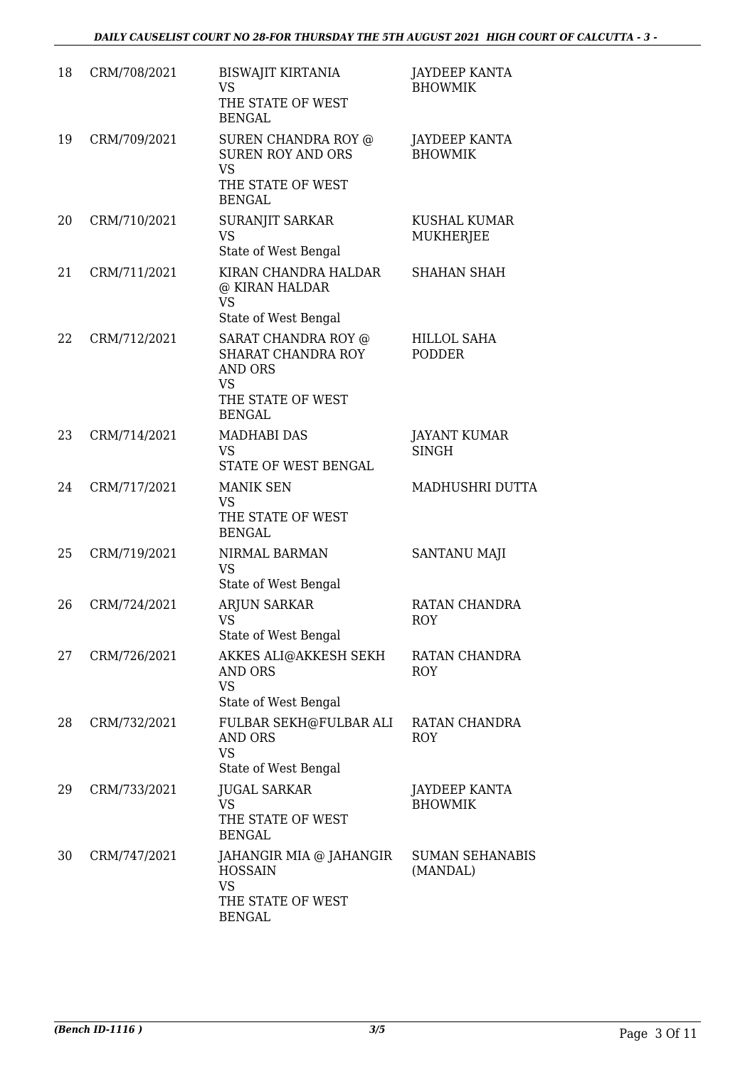| 18 | CRM/708/2021 | BISWAJIT KIRTANIA<br>VS<br>THE STATE OF WEST BENGAL | JAYDEEP KANTA BHOWMIK |
|---|---|---|---|
| 19 | CRM/709/2021 | SUREN CHANDRA ROY @ SUREN ROY AND ORS<br>VS<br>THE STATE OF WEST BENGAL | JAYDEEP KANTA BHOWMIK |
| 20 | CRM/710/2021 | SURANJIT SARKAR<br>VS<br>State of West Bengal | KUSHAL KUMAR MUKHERJEE |
| 21 | CRM/711/2021 | KIRAN CHANDRA HALDAR @ KIRAN HALDAR<br>VS<br>State of West Bengal | SHAHAN SHAH |
| 22 | CRM/712/2021 | SARAT CHANDRA ROY @ SHARAT CHANDRA ROY AND ORS<br>VS<br>THE STATE OF WEST BENGAL | HILLOL SAHA PODDER |
| 23 | CRM/714/2021 | MADHABI DAS<br>VS<br>STATE OF WEST BENGAL | JAYANT KUMAR SINGH |
| 24 | CRM/717/2021 | MANIK SEN<br>VS<br>THE STATE OF WEST BENGAL | MADHUSHRI DUTTA |
| 25 | CRM/719/2021 | NIRMAL BARMAN<br>VS<br>State of West Bengal | SANTANU MAJI |
| 26 | CRM/724/2021 | ARJUN SARKAR<br>VS<br>State of West Bengal | RATAN CHANDRA ROY |
| 27 | CRM/726/2021 | AKKES ALI@AKKESH SEKH AND ORS<br>VS<br>State of West Bengal | RATAN CHANDRA ROY |
| 28 | CRM/732/2021 | FULBAR SEKH@FULBAR ALI AND ORS<br>VS<br>State of West Bengal | RATAN CHANDRA ROY |
| 29 | CRM/733/2021 | JUGAL SARKAR<br>VS<br>THE STATE OF WEST BENGAL | JAYDEEP KANTA BHOWMIK |
| 30 | CRM/747/2021 | JAHANGIR MIA @ JAHANGIR HOSSAIN<br>VS<br>THE STATE OF WEST BENGAL | SUMAN SEHANABIS (MANDAL) |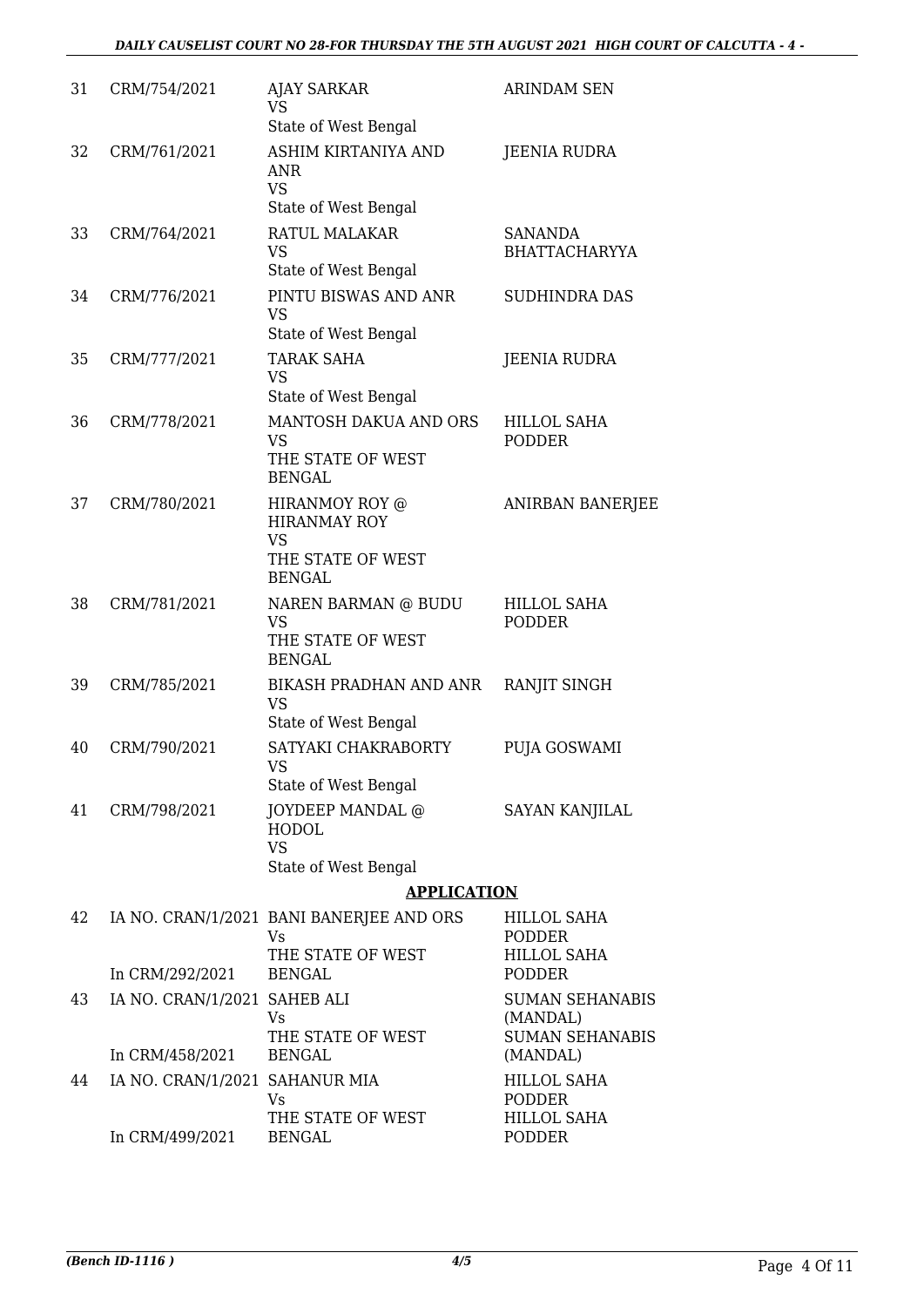| 31 | CRM/754/2021 | AJAY SARKAR<br>VS<br>State of West Bengal | ARINDAM SEN |
|---|---|---|---|
| 32 | CRM/761/2021 | ASHIM KIRTANIYA AND ANR<br>VS<br>State of West Bengal | JEENIA RUDRA |
| 33 | CRM/764/2021 | RATUL MALAKAR<br>VS<br>State of West Bengal | SANANDA BHATTACHARYYA |
| 34 | CRM/776/2021 | PINTU BISWAS AND ANR<br>VS<br>State of West Bengal | SUDHINDRA DAS |
| 35 | CRM/777/2021 | TARAK SAHA<br>VS<br>State of West Bengal | JEENIA RUDRA |
| 36 | CRM/778/2021 | MANTOSH DAKUA AND ORS<br>VS<br>THE STATE OF WEST BENGAL | HILLOL SAHA PODDER |
| 37 | CRM/780/2021 | HIRANMOY ROY @ HIRANMAY ROY<br>VS<br>THE STATE OF WEST BENGAL | ANIRBAN BANERJEE |
| 38 | CRM/781/2021 | NAREN BARMAN @ BUDU<br>VS<br>THE STATE OF WEST BENGAL | HILLOL SAHA PODDER |
| 39 | CRM/785/2021 | BIKASH PRADHAN AND ANR<br>VS<br>State of West Bengal | RANJIT SINGH |
| 40 | CRM/790/2021 | SATYAKI CHAKRABORTY<br>VS<br>State of West Bengal | PUJA GOSWAMI |
| 41 | CRM/798/2021 | JOYDEEP MANDAL @ HODOL<br>VS<br>State of West Bengal | SAYAN KANJILAL |

## APPLICATION

| 42 | IA NO. CRAN/1/2021<br>In CRM/292/2021 | BANI BANERJEE AND ORS<br>Vs<br>THE STATE OF WEST BENGAL | HILLOL SAHA PODDER<br>HILLOL SAHA PODDER |
|---|---|---|---|
| 43 | IA NO. CRAN/1/2021<br>In CRM/458/2021 | SAHEB ALI<br>Vs<br>THE STATE OF WEST BENGAL | SUMAN SEHANABIS (MANDAL)<br>SUMAN SEHANABIS (MANDAL) |
| 44 | IA NO. CRAN/1/2021<br>In CRM/499/2021 | SAHANUR MIA<br>Vs<br>THE STATE OF WEST BENGAL | HILLOL SAHA PODDER<br>HILLOL SAHA PODDER |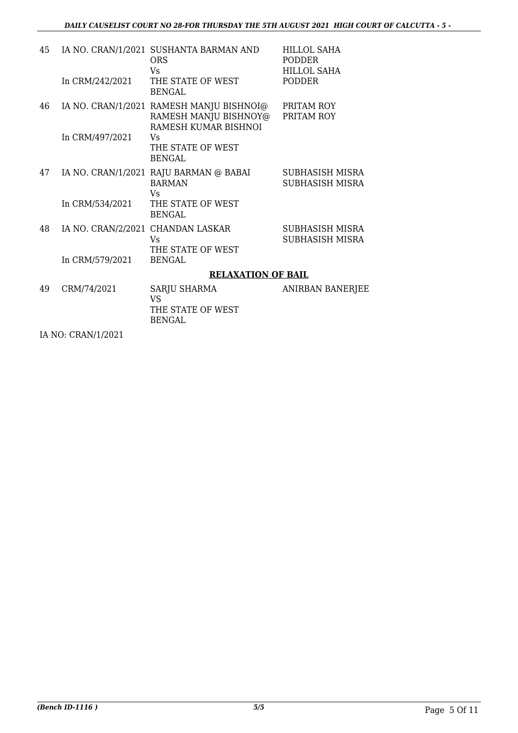| | | | |
|---|---|---|---|
| 45 | IA NO. CRAN/1/2021<br>In CRM/242/2021 | SUSHANTA BARMAN AND ORS<br>Vs<br>THE STATE OF WEST BENGAL | HILLOL SAHA PODDER<br>HILLOL SAHA PODDER |
| 46 | IA NO. CRAN/1/2021<br>In CRM/497/2021 | RAMESH MANJU BISHNOI@ RAMESH MANJU BISHNOY@ RAMESH KUMAR BISHNOI<br>Vs<br>THE STATE OF WEST BENGAL | PRITAM ROY<br>PRITAM ROY |
| 47 | IA NO. CRAN/1/2021<br>In CRM/534/2021 | RAJU BARMAN @ BABAI BARMAN<br>Vs<br>THE STATE OF WEST BENGAL | SUBHASISH MISRA<br>SUBHASISH MISRA |
| 48 | IA NO. CRAN/2/2021<br>In CRM/579/2021 | CHANDAN LASKAR<br>Vs<br>THE STATE OF WEST BENGAL | SUBHASISH MISRA<br>SUBHASISH MISRA |

**RELAXATION OF BAIL**

| | | | |
|---|---|---|---|
| 49 | CRM/74/2021 | SARJU SHARMA<br>VS<br>THE STATE OF WEST BENGAL | ANIRBAN BANERJEE |

IA NO: CRAN/1/2021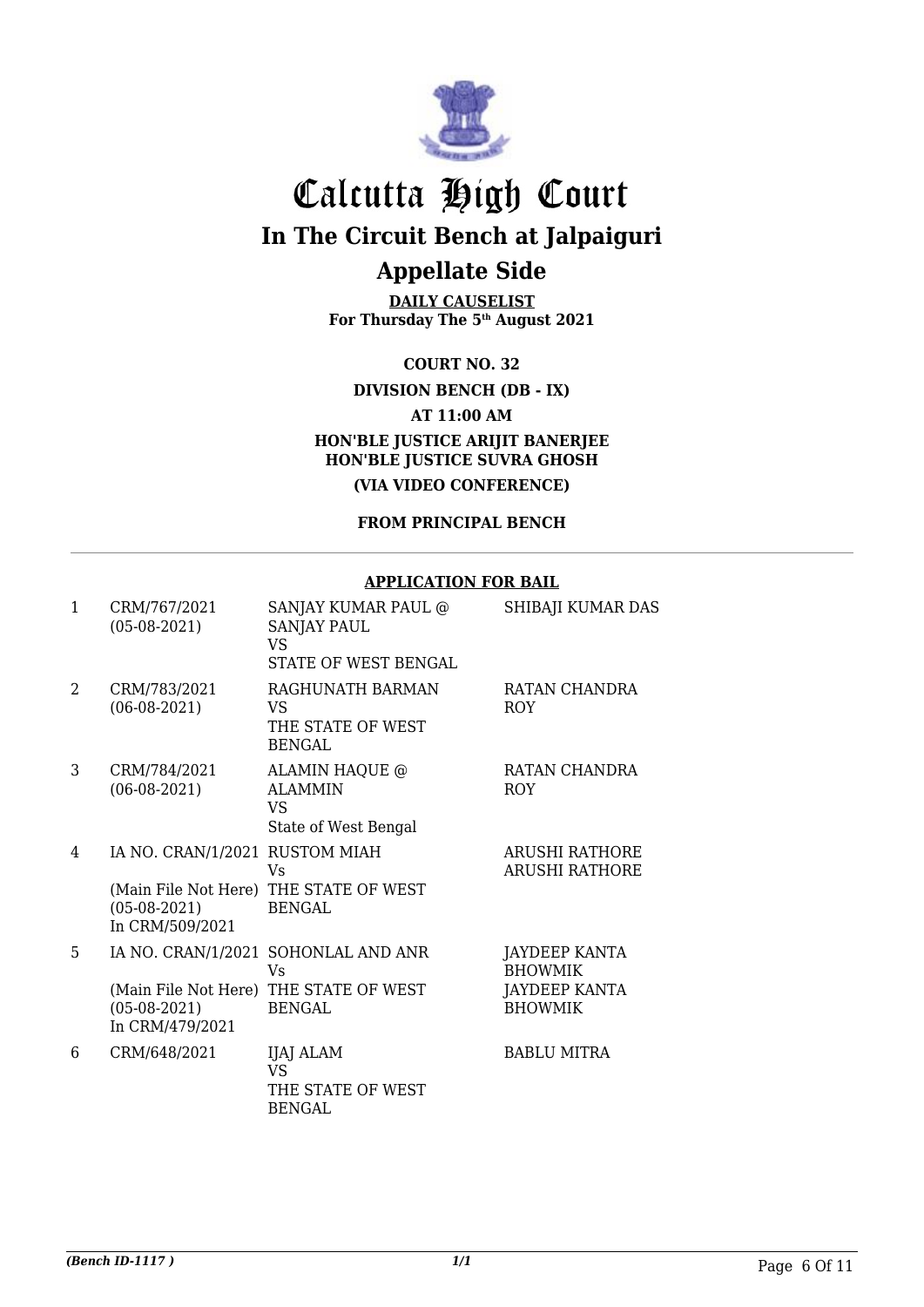# Calcutta High Court

## In The Circuit Bench at Jalpaiguri

## Appellate Side

**DAILY CAUSELIST**
**For Thursday The 5th August 2021**

**COURT NO. 32**

**DIVISION BENCH (DB - IX)**

**AT 11:00 AM**

**HON'BLE JUSTICE ARIJIT BANERJEE**
**HON'BLE JUSTICE SUVRA GHOSH**

**(VIA VIDEO CONFERENCE)**

**FROM PRINCIPAL BENCH**

**APPLICATION FOR BAIL**

| | | | |
|---|---|---|---|
| 1 | CRM/767/2021 (05-08-2021) | SANJAY KUMAR PAUL @ SANJAY PAUL VS STATE OF WEST BENGAL | SHIBAJI KUMAR DAS |
| 2 | CRM/783/2021 (06-08-2021) | RAGHUNATH BARMAN VS THE STATE OF WEST BENGAL | RATAN CHANDRA ROY |
| 3 | CRM/784/2021 (06-08-2021) | ALAMIN HAQUE @ ALAMMIN VS State of West Bengal | RATAN CHANDRA ROY |
| 4 | IA NO. CRAN/1/2021 (Main File Not Here) (05-08-2021) In CRM/509/2021 | RUSTOM MIAH Vs THE STATE OF WEST BENGAL | ARUSHI RATHORE ARUSHI RATHORE |
| 5 | IA NO. CRAN/1/2021 (Main File Not Here) (05-08-2021) In CRM/479/2021 | SOHONLAL AND ANR Vs THE STATE OF WEST BENGAL | JAYDEEP KANTA BHOWMIK JAYDEEP KANTA BHOWMIK |
| 6 | CRM/648/2021 | IJAJ ALAM VS THE STATE OF WEST BENGAL | BABLU MITRA |

*(Bench ID-1117 )* 1/1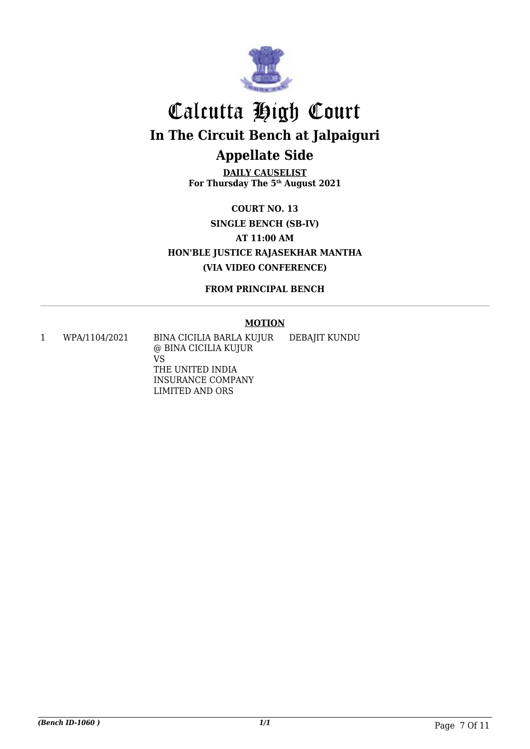# Calcutta High Court

## In The Circuit Bench at Jalpaiguri

## Appellate Side

**DAILY CAUSELIST**
**For Thursday The 5th August 2021**

**COURT NO. 13**
**SINGLE BENCH (SB-IV)**
**AT 11:00 AM**
**HON'BLE JUSTICE RAJASEKHAR MANTHA**
**(VIA VIDEO CONFERENCE)**

**FROM PRINCIPAL BENCH**

---

**MOTION**

| | | | |
|---|---|---|---|
| 1 | WPA/1104/2021 | BINA CICILIA BARLA KUJUR @ BINA CICILIA KUJUR VS THE UNITED INDIA INSURANCE COMPANY LIMITED AND ORS | DEBAJIT KUNDU |

*(Bench ID-1060 )*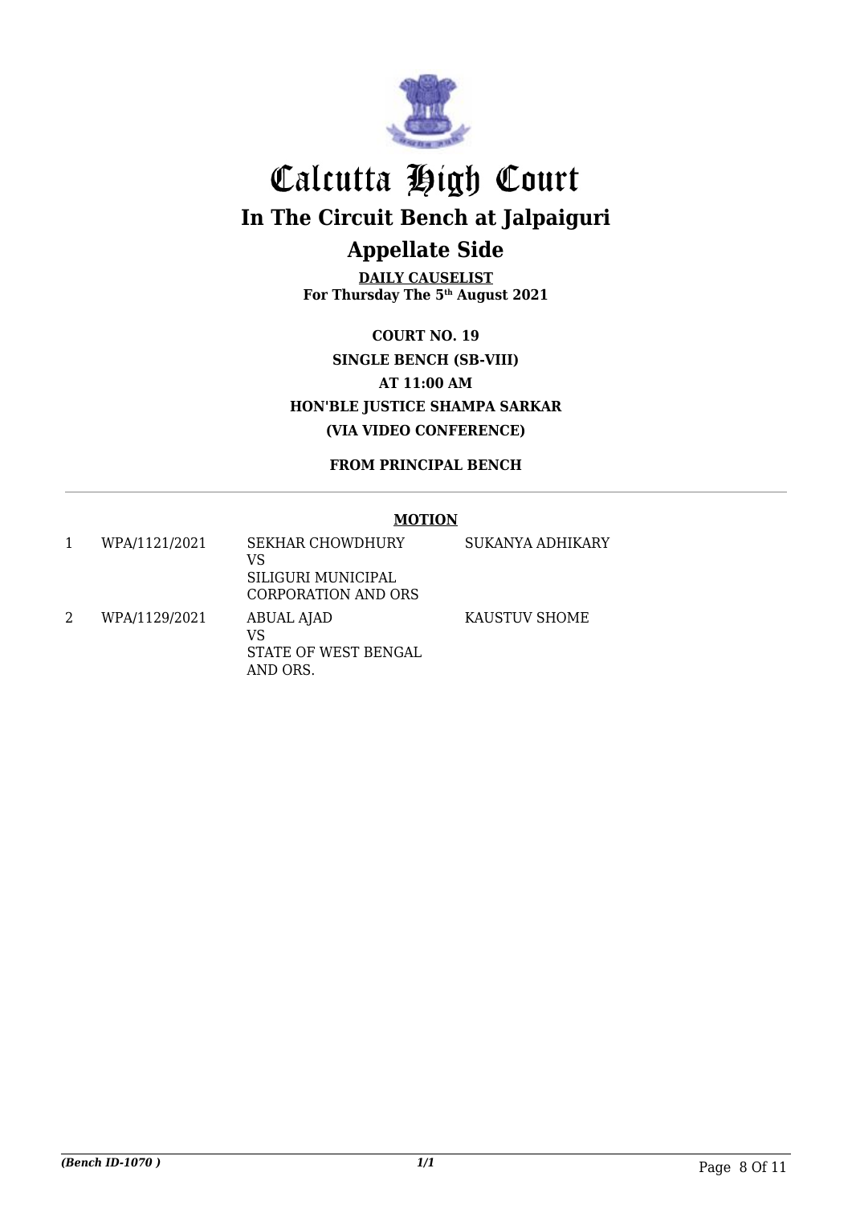# Calcutta High Court

## In The Circuit Bench at Jalpaiguri

## Appellate Side

**DAILY CAUSELIST**
**For Thursday The 5th August 2021**

**COURT NO. 19**
**SINGLE BENCH (SB-VIII)**
**AT 11:00 AM**
**HON'BLE JUSTICE SHAMPA SARKAR**
**(VIA VIDEO CONFERENCE)**

**FROM PRINCIPAL BENCH**

**MOTION**

| | | | |
|---|---|---|---|
| 1 | WPA/1121/2021 | SEKHAR CHOWDHURY VS SILIGURI MUNICIPAL CORPORATION AND ORS | SUKANYA ADHIKARY |
| 2 | WPA/1129/2021 | ABUAL AJAD VS STATE OF WEST BENGAL AND ORS. | KAUSTUV SHOME |

*(Bench ID-1070 )* 1/1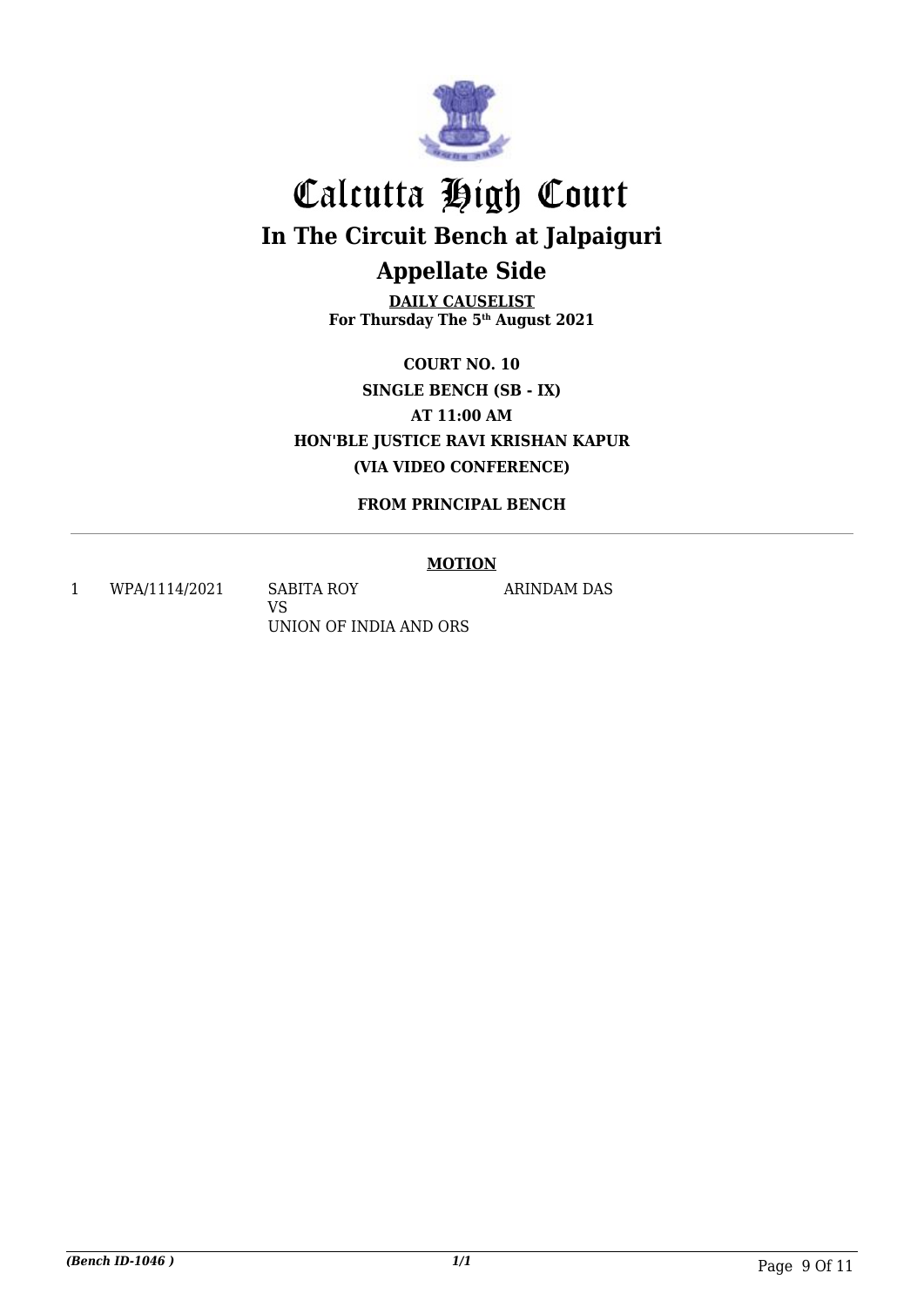# Calcutta High Court

## In The Circuit Bench at Jalpaiguri

## Appellate Side

**DAILY CAUSELIST**
**For Thursday The 5th August 2021**

**COURT NO. 10**
**SINGLE BENCH (SB - IX)**
**AT 11:00 AM**
**HON'BLE JUSTICE RAVI KRISHAN KAPUR**
**(VIA VIDEO CONFERENCE)**

**FROM PRINCIPAL BENCH**

**MOTION**

| | | | |
|---|---|---|---|
| 1 | WPA/1114/2021 | SABITA ROY<br>VS<br>UNION OF INDIA AND ORS | ARINDAM DAS |

*(Bench ID-1046 )*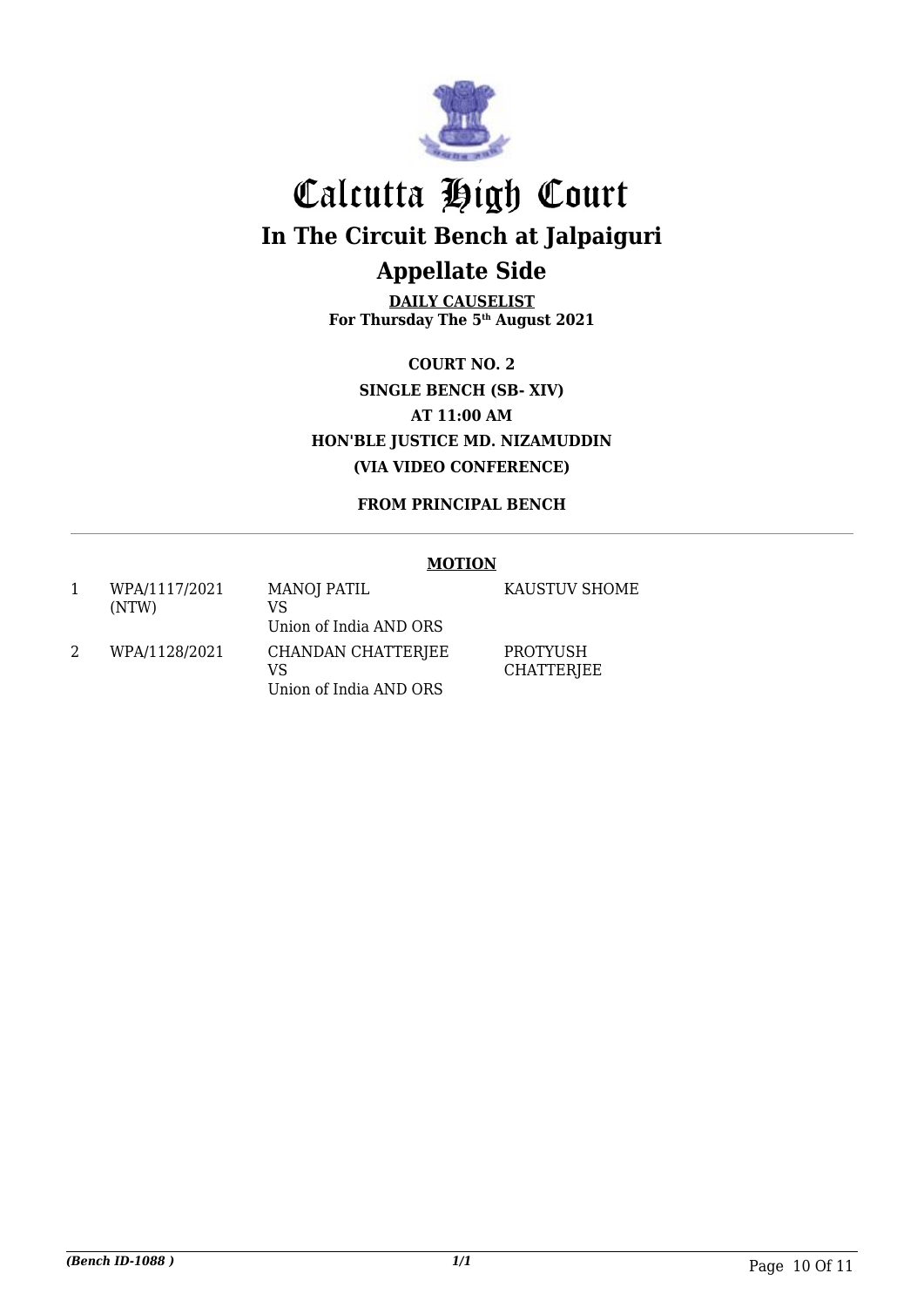# Calcutta High Court

## In The Circuit Bench at Jalpaiguri

## Appellate Side

**DAILY CAUSELIST**
**For Thursday The 5th August 2021**

**COURT NO. 2**
**SINGLE BENCH (SB- XIV)**
**AT 11:00 AM**
**HON'BLE JUSTICE MD. NIZAMUDDIN**
**(VIA VIDEO CONFERENCE)**

**FROM PRINCIPAL BENCH**

**MOTION**

| | | | |
|---|---|---|---|
| 1 | WPA/1117/2021 (NTW) | MANOJ PATIL VS Union of India AND ORS | KAUSTUV SHOME |
| 2 | WPA/1128/2021 | CHANDAN CHATTERJEE VS Union of India AND ORS | PROTYUSH CHATTERJEE |

*(Bench ID-1088 )*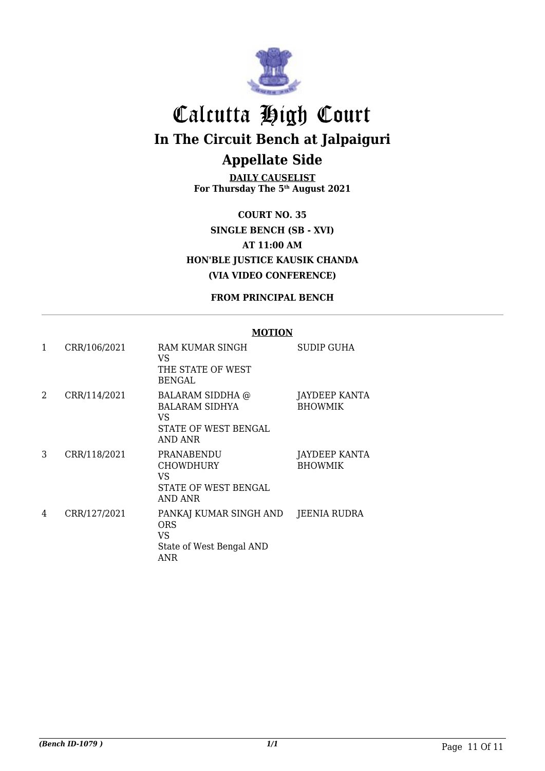# Calcutta High Court

## In The Circuit Bench at Jalpaiguri

## Appellate Side

**DAILY CAUSELIST**
**For Thursday The 5th August 2021**

**COURT NO. 35**
**SINGLE BENCH (SB - XVI)**
**AT 11:00 AM**
**HON'BLE JUSTICE KAUSIK CHANDA**
**(VIA VIDEO CONFERENCE)**

**FROM PRINCIPAL BENCH**

**MOTION**

| | | | |
|---|---|---|---|
| 1 | CRR/106/2021 | RAM KUMAR SINGH VS THE STATE OF WEST BENGAL | SUDIP GUHA |
| 2 | CRR/114/2021 | BALARAM SIDDHA @ BALARAM SIDHYA VS STATE OF WEST BENGAL AND ANR | JAYDEEP KANTA BHOWMIK |
| 3 | CRR/118/2021 | PRANABENDU CHOWDHURY VS STATE OF WEST BENGAL AND ANR | JAYDEEP KANTA BHOWMIK |
| 4 | CRR/127/2021 | PANKAJ KUMAR SINGH AND ORS VS State of West Bengal AND ANR | JEENIA RUDRA |

*(Bench ID-1079 )*